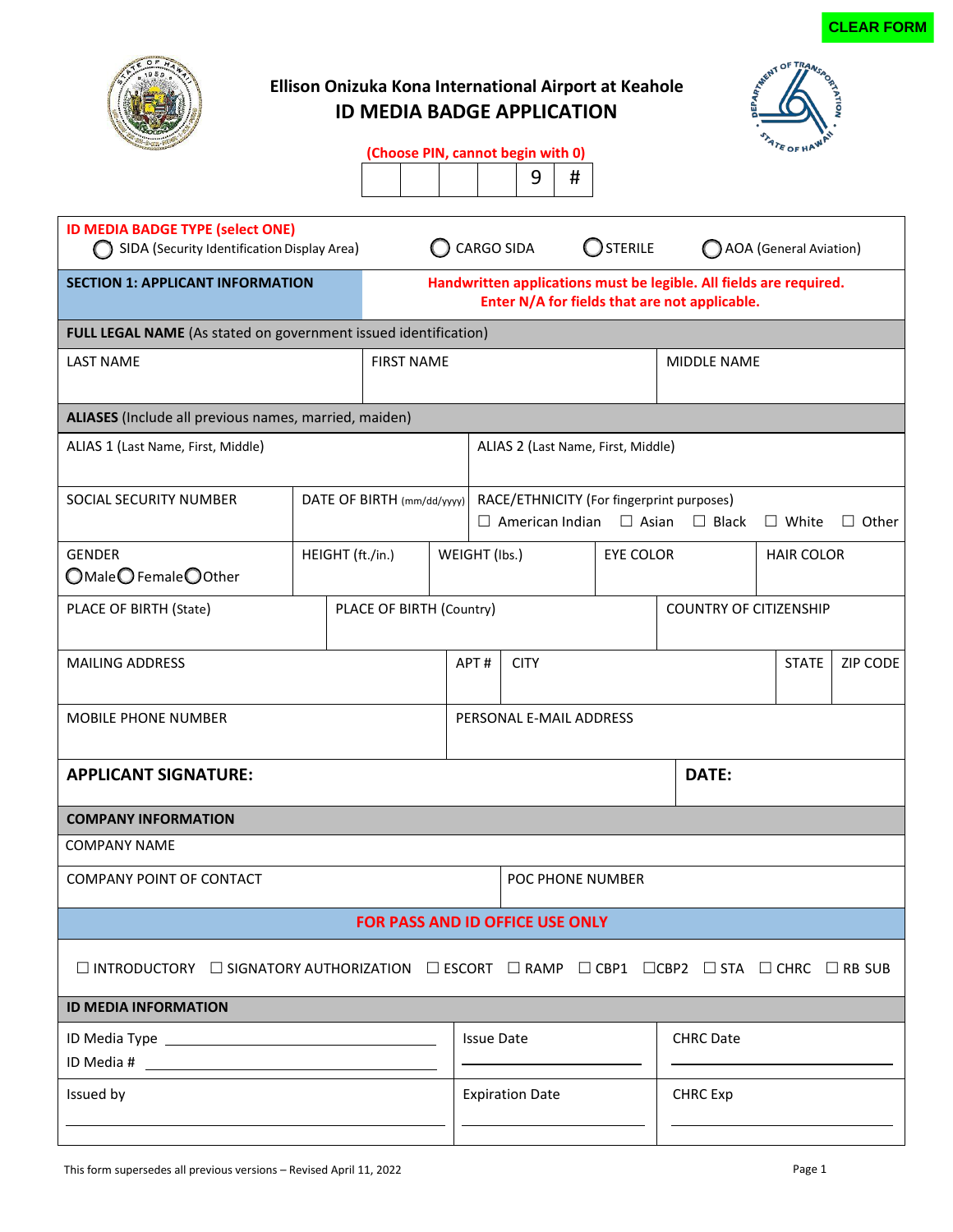CLEAR FORM

## Ellison Onizuka Kona International Airport at Keahole
# ID MEDIA BADGE APPLICATION

**(Choose PIN, cannot begin with 0)**

| | | | | 9 | # |
|---|---|---|---|---|---|

**ID MEDIA BADGE TYPE (select ONE)**

◯ SIDA (Security Identification Display Area) ◯ CARGO SIDA ◯ STERILE ◯ AOA (General Aviation)

**SECTION 1: APPLICANT INFORMATION**

**Handwritten applications must be legible. All fields are required. Enter N/A for fields that are not applicable.**

**FULL LEGAL NAME** (As stated on government issued identification)

| LAST NAME | FIRST NAME | MIDDLE NAME |
|---|---|---|
| | | |

**ALIASES** (Include all previous names, married, maiden)

| ALIAS 1 (Last Name, First, Middle) | ALIAS 2 (Last Name, First, Middle) |
|---|---|
| | |

| SOCIAL SECURITY NUMBER | DATE OF BIRTH (mm/dd/yyyy) | RACE/ETHNICITY (For fingerprint purposes) ☐ American Indian ☐ Asian ☐ Black ☐ White ☐ Other |
|---|---|---|
| | | |

| GENDER ◯Male ◯Female ◯Other | HEIGHT (ft./in.) | WEIGHT (lbs.) | EYE COLOR | HAIR COLOR |
|---|---|---|---|---|
| | | | | |

| PLACE OF BIRTH (State) | PLACE OF BIRTH (Country) | COUNTRY OF CITIZENSHIP |
|---|---|---|
| | | |

| MAILING ADDRESS | APT # | CITY | STATE | ZIP CODE |
|---|---|---|---|---|
| | | | | |

| MOBILE PHONE NUMBER | PERSONAL E-MAIL ADDRESS |
|---|---|
| | |

| **APPLICANT SIGNATURE:** | **DATE:** |
|---|---|
| | |

**COMPANY INFORMATION**

COMPANY NAME

| COMPANY POINT OF CONTACT | POC PHONE NUMBER |
|---|---|
| | |

**FOR PASS AND ID OFFICE USE ONLY**

☐ INTRODUCTORY ☐ SIGNATORY AUTHORIZATION ☐ ESCORT ☐ RAMP ☐ CBP1 ☐CBP2 ☐ STA ☐ CHRC ☐ RB SUB

**ID MEDIA INFORMATION**

| ID Media Type ________ ID Media # ________ | Issue Date ________ | CHRC Date ________ |
|---|---|---|
| Issued by ________ | Expiration Date ________ | CHRC Exp ________ |

This form supersedes all previous versions – Revised April 11, 2022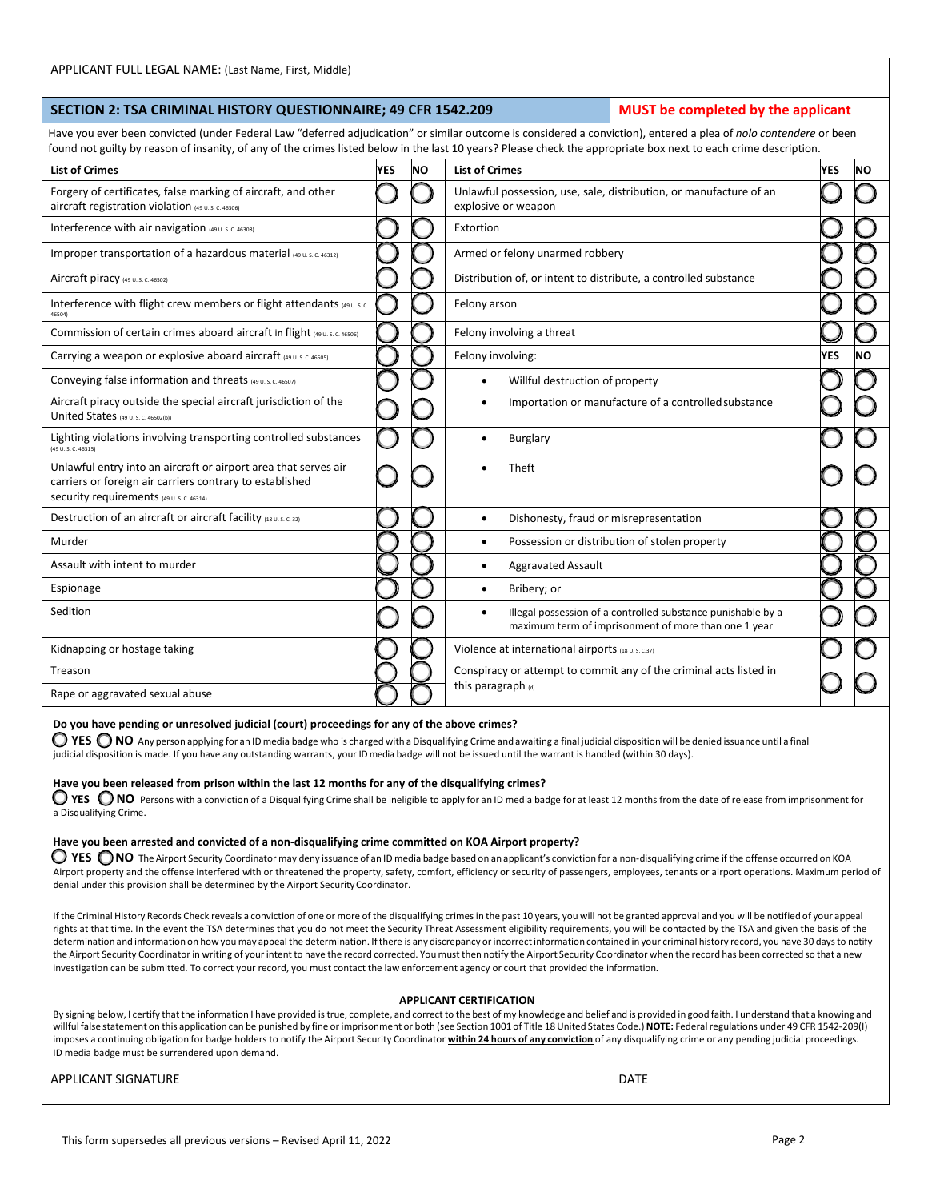APPLICANT FULL LEGAL NAME: (Last Name, First, Middle)

## SECTION 2: TSA CRIMINAL HISTORY QUESTIONNAIRE; 49 CFR 1542.209

**MUST be completed by the applicant**

Have you ever been convicted (under Federal Law "deferred adjudication" or similar outcome is considered a conviction), entered a plea of *nolo contendere* or been found not guilty by reason of insanity, of any of the crimes listed below in the last 10 years? Please check the appropriate box next to each crime description.

| List of Crimes | YES | NO | List of Crimes | YES | NO |
|---|---|---|---|---|---|
| Forgery of certificates, false marking of aircraft, and other aircraft registration violation (49 U. S. C. 46306) | ◯ | ◯ | Unlawful possession, use, sale, distribution, or manufacture of an explosive or weapon | ◯ | ◯ |
| Interference with air navigation (49 U. S. C. 46308) | ◯ | ◯ | Extortion | ◯ | ◯ |
| Improper transportation of a hazardous material (49 U. S. C. 46312) | ◯ | ◯ | Armed or felony unarmed robbery | ◯ | ◯ |
| Aircraft piracy (49 U. S. C. 46502) | ◯ | ◯ | Distribution of, or intent to distribute, a controlled substance | ◯ | ◯ |
| Interference with flight crew members or flight attendants (49 U. S. C. 46504) | ◯ | ◯ | Felony arson | ◯ | ◯ |
| Commission of certain crimes aboard aircraft in flight (49 U. S. C. 46506) | ◯ | ◯ | Felony involving a threat | ◯ | ◯ |
| Carrying a weapon or explosive aboard aircraft (49 U. S. C. 46505) | ◯ | ◯ | Felony involving: | YES | NO |
| Conveying false information and threats (49 U. S. C. 46507) | ◯ | ◯ | • Willful destruction of property | ◯ | ◯ |
| Aircraft piracy outside the special aircraft jurisdiction of the United States (49 U. S. C. 46502(b)) | ◯ | ◯ | • Importation or manufacture of a controlled substance | ◯ | ◯ |
| Lighting violations involving transporting controlled substances (49 U. S. C. 46315) | ◯ | ◯ | • Burglary | ◯ | ◯ |
| Unlawful entry into an aircraft or airport area that serves air carriers or foreign air carriers contrary to established security requirements (49 U. S. C. 46314) | ◯ | ◯ | • Theft | ◯ | ◯ |
| Destruction of an aircraft or aircraft facility (18 U. S. C. 32) | ◯ | ◯ | • Dishonesty, fraud or misrepresentation | ◯ | ◯ |
| Murder | ◯ | ◯ | • Possession or distribution of stolen property | ◯ | ◯ |
| Assault with intent to murder | ◯ | ◯ | • Aggravated Assault | ◯ | ◯ |
| Espionage | ◯ | ◯ | • Bribery; or | ◯ | ◯ |
| Sedition | ◯ | ◯ | • Illegal possession of a controlled substance punishable by a maximum term of imprisonment of more than one 1 year | ◯ | ◯ |
| Kidnapping or hostage taking | ◯ | ◯ | Violence at international airports (18 U. S. C.37) | ◯ | ◯ |
| Treason | ◯ | ◯ | Conspiracy or attempt to commit any of the criminal acts listed in this paragraph (4) | ◯ | ◯ |
| Rape or aggravated sexual abuse | ◯ | ◯ | | | |

**Do you have pending or unresolved judicial (court) proceedings for any of the above crimes?**

◯ **YES** ◯ **NO** Any person applying for an ID media badge who is charged with a Disqualifying Crime and awaiting a final judicial disposition will be denied issuance until a final judicial disposition is made. If you have any outstanding warrants, your ID media badge will not be issued until the warrant is handled (within 30 days).

**Have you been released from prison within the last 12 months for any of the disqualifying crimes?**

◯ **YES** ◯ **NO** Persons with a conviction of a Disqualifying Crime shall be ineligible to apply for an ID media badge for at least 12 months from the date of release from imprisonment for a Disqualifying Crime.

**Have you been arrested and convicted of a non-disqualifying crime committed on KOA Airport property?**

◯ **YES** ◯ **NO** The Airport Security Coordinator may deny issuance of an ID media badge based on an applicant's conviction for a non-disqualifying crime if the offense occurred on KOA Airport property and the offense interfered with or threatened the property, safety, comfort, efficiency or security of passengers, employees, tenants or airport operations. Maximum period of denial under this provision shall be determined by the Airport Security Coordinator.

If the Criminal History Records Check reveals a conviction of one or more of the disqualifying crimes in the past 10 years, you will not be granted approval and you will be notified of your appeal rights at that time. In the event the TSA determines that you do not meet the Security Threat Assessment eligibility requirements, you will be contacted by the TSA and given the basis of the determination and information on how you may appeal the determination. If there is any discrepancy or incorrect information contained in your criminal history record, you have 30 days to notify the Airport Security Coordinator in writing of your intent to have the record corrected. You must then notify the Airport Security Coordinator when the record has been corrected so that a new investigation can be submitted. To correct your record, you must contact the law enforcement agency or court that provided the information.

**APPLICANT CERTIFICATION**

By signing below, I certify that the information I have provided is true, complete, and correct to the best of my knowledge and belief and is provided in good faith. I understand that a knowing and willful false statement on this application can be punished by fine or imprisonment or both (see Section 1001 of Title 18 United States Code.) **NOTE:** Federal regulations under 49 CFR 1542-209(l) imposes a continuing obligation for badge holders to notify the Airport Security Coordinator **within 24 hours of any conviction** of any disqualifying crime or any pending judicial proceedings. ID media badge must be surrendered upon demand.

| APPLICANT SIGNATURE | DATE |
|---|---|
| | |

This form supersedes all previous versions – Revised April 11, 2022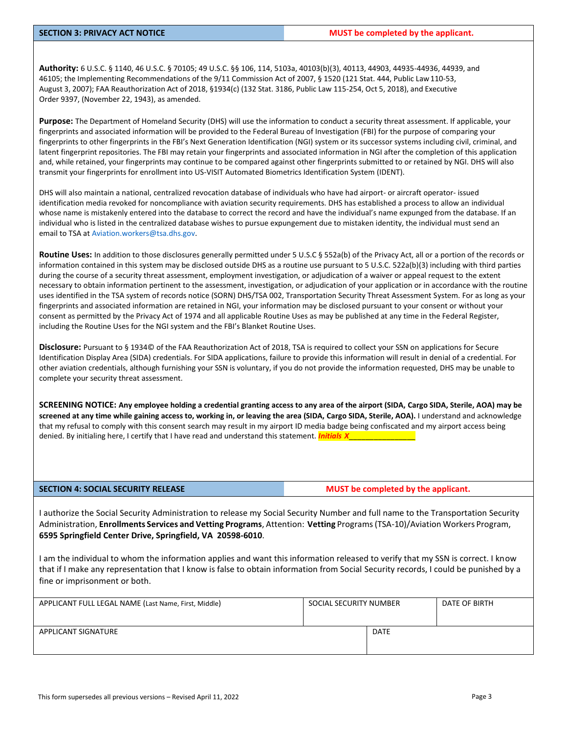| SECTION 3: PRIVACY ACT NOTICE | MUST be completed by the applicant. |
|---|---|

**Authority:** 6 U.S.C. § 1140, 46 U.S.C. § 70105; 49 U.S.C. §§ 106, 114, 5103a, 40103(b)(3), 40113, 44903, 44935-44936, 44939, and 46105; the Implementing Recommendations of the 9/11 Commission Act of 2007, § 1520 (121 Stat. 444, Public Law 110-53, August 3, 2007); FAA Reauthorization Act of 2018, §1934(c) (132 Stat. 3186, Public Law 115-254, Oct 5, 2018), and Executive Order 9397, (November 22, 1943), as amended.

**Purpose:** The Department of Homeland Security (DHS) will use the information to conduct a security threat assessment. If applicable, your fingerprints and associated information will be provided to the Federal Bureau of Investigation (FBI) for the purpose of comparing your fingerprints to other fingerprints in the FBI's Next Generation Identification (NGI) system or its successor systems including civil, criminal, and latent fingerprint repositories. The FBI may retain your fingerprints and associated information in NGI after the completion of this application and, while retained, your fingerprints may continue to be compared against other fingerprints submitted to or retained by NGI. DHS will also transmit your fingerprints for enrollment into US-VISIT Automated Biometrics Identification System (IDENT).

DHS will also maintain a national, centralized revocation database of individuals who have had airport- or aircraft operator- issued identification media revoked for noncompliance with aviation security requirements. DHS has established a process to allow an individual whose name is mistakenly entered into the database to correct the record and have the individual's name expunged from the database. If an individual who is listed in the centralized database wishes to pursue expungement due to mistaken identity, the individual must send an email to TSA at Aviation.workers@tsa.dhs.gov.

**Routine Uses:** In addition to those disclosures generally permitted under 5 U.S.C § 552a(b) of the Privacy Act, all or a portion of the records or information contained in this system may be disclosed outside DHS as a routine use pursuant to 5 U.S.C. 522a(b)(3) including with third parties during the course of a security threat assessment, employment investigation, or adjudication of a waiver or appeal request to the extent necessary to obtain information pertinent to the assessment, investigation, or adjudication of your application or in accordance with the routine uses identified in the TSA system of records notice (SORN) DHS/TSA 002, Transportation Security Threat Assessment System. For as long as your fingerprints and associated information are retained in NGI, your information may be disclosed pursuant to your consent or without your consent as permitted by the Privacy Act of 1974 and all applicable Routine Uses as may be published at any time in the Federal Register, including the Routine Uses for the NGI system and the FBI's Blanket Routine Uses.

**Disclosure:** Pursuant to § 1934© of the FAA Reauthorization Act of 2018, TSA is required to collect your SSN on applications for Secure Identification Display Area (SIDA) credentials. For SIDA applications, failure to provide this information will result in denial of a credential. For other aviation credentials, although furnishing your SSN is voluntary, if you do not provide the information requested, DHS may be unable to complete your security threat assessment.

**SCREENING NOTICE: Any employee holding a credential granting access to any area of the airport (SIDA, Cargo SIDA, Sterile, AOA) may be screened at any time while gaining access to, working in, or leaving the area (SIDA, Cargo SIDA, Sterile, AOA).** I understand and acknowledge that my refusal to comply with this consent search may result in my airport ID media badge being confiscated and my airport access being denied. By initialing here, I certify that I have read and understand this statement. ***Initials X***_______________

| SECTION 4: SOCIAL SECURITY RELEASE | MUST be completed by the applicant. |
|---|---|

I authorize the Social Security Administration to release my Social Security Number and full name to the Transportation Security Administration, **Enrollments Services and Vetting Programs**, Attention: **Vetting** Programs (TSA-10)/Aviation Workers Program, **6595 Springfield Center Drive, Springfield, VA 20598-6010**.

I am the individual to whom the information applies and want this information released to verify that my SSN is correct. I know that if I make any representation that I know is false to obtain information from Social Security records, I could be punished by a fine or imprisonment or both.

| APPLICANT FULL LEGAL NAME (Last Name, First, Middle) | SOCIAL SECURITY NUMBER | DATE OF BIRTH |
|---|---|---|
| | | |

| APPLICANT SIGNATURE | DATE |
|---|---|
| | |

This form supersedes all previous versions – Revised April 11, 2022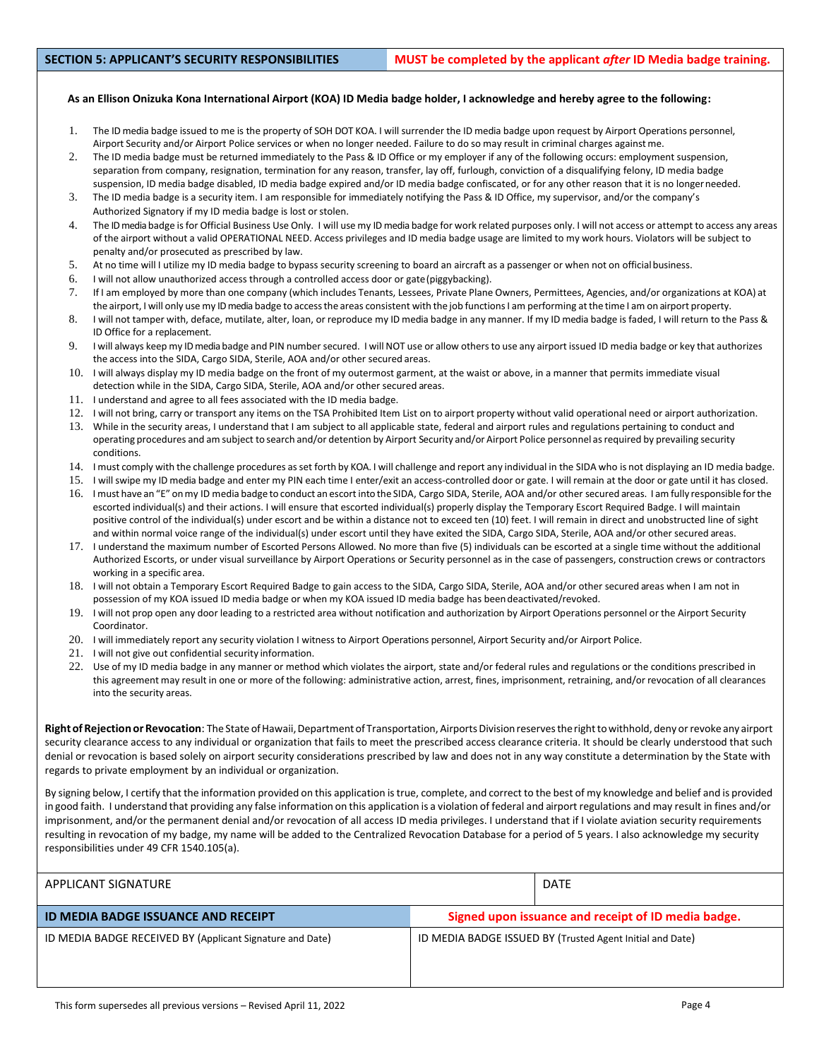| SECTION 5: APPLICANT'S SECURITY RESPONSIBILITIES | MUST be completed by the applicant *after* ID Media badge training. |
|---|---|

**As an Ellison Onizuka Kona International Airport (KOA) ID Media badge holder, I acknowledge and hereby agree to the following:**

1. The ID media badge issued to me is the property of SOH DOT KOA. I will surrender the ID media badge upon request by Airport Operations personnel, Airport Security and/or Airport Police services or when no longer needed. Failure to do so may result in criminal charges against me.
2. The ID media badge must be returned immediately to the Pass & ID Office or my employer if any of the following occurs: employment suspension, separation from company, resignation, termination for any reason, transfer, lay off, furlough, conviction of a disqualifying felony, ID media badge suspension, ID media badge disabled, ID media badge expired and/or ID media badge confiscated, or for any other reason that it is no longer needed.
3. The ID media badge is a security item. I am responsible for immediately notifying the Pass & ID Office, my supervisor, and/or the company's Authorized Signatory if my ID media badge is lost or stolen.
4. The ID media badge is for Official Business Use Only. I will use my ID media badge for work related purposes only. I will not access or attempt to access any areas of the airport without a valid OPERATIONAL NEED. Access privileges and ID media badge usage are limited to my work hours. Violators will be subject to penalty and/or prosecuted as prescribed by law.
5. At no time will I utilize my ID media badge to bypass security screening to board an aircraft as a passenger or when not on official business.
6. I will not allow unauthorized access through a controlled access door or gate (piggybacking).
7. If I am employed by more than one company (which includes Tenants, Lessees, Private Plane Owners, Permittees, Agencies, and/or organizations at KOA) at the airport, I will only use my ID media badge to access the areas consistent with the job functions I am performing at the time I am on airport property.
8. I will not tamper with, deface, mutilate, alter, loan, or reproduce my ID media badge in any manner. If my ID media badge is faded, I will return to the Pass & ID Office for a replacement.
9. I will always keep my ID media badge and PIN number secured. I will NOT use or allow others to use any airport issued ID media badge or key that authorizes the access into the SIDA, Cargo SIDA, Sterile, AOA and/or other secured areas.
10. I will always display my ID media badge on the front of my outermost garment, at the waist or above, in a manner that permits immediate visual detection while in the SIDA, Cargo SIDA, Sterile, AOA and/or other secured areas.
11. I understand and agree to all fees associated with the ID media badge.
12. I will not bring, carry or transport any items on the TSA Prohibited Item List on to airport property without valid operational need or airport authorization.
13. While in the security areas, I understand that I am subject to all applicable state, federal and airport rules and regulations pertaining to conduct and operating procedures and am subject to search and/or detention by Airport Security and/or Airport Police personnel as required by prevailing security conditions.
14. I must comply with the challenge procedures as set forth by KOA. I will challenge and report any individual in the SIDA who is not displaying an ID media badge.
15. I will swipe my ID media badge and enter my PIN each time I enter/exit an access-controlled door or gate. I will remain at the door or gate until it has closed.
16. I must have an "E" on my ID media badge to conduct an escort into the SIDA, Cargo SIDA, Sterile, AOA and/or other secured areas. I am fully responsible for the escorted individual(s) and their actions. I will ensure that escorted individual(s) properly display the Temporary Escort Required Badge. I will maintain positive control of the individual(s) under escort and be within a distance not to exceed ten (10) feet. I will remain in direct and unobstructed line of sight and within normal voice range of the individual(s) under escort until they have exited the SIDA, Cargo SIDA, Sterile, AOA and/or other secured areas.
17. I understand the maximum number of Escorted Persons Allowed. No more than five (5) individuals can be escorted at a single time without the additional Authorized Escorts, or under visual surveillance by Airport Operations or Security personnel as in the case of passengers, construction crews or contractors working in a specific area.
18. I will not obtain a Temporary Escort Required Badge to gain access to the SIDA, Cargo SIDA, Sterile, AOA and/or other secured areas when I am not in possession of my KOA issued ID media badge or when my KOA issued ID media badge has been deactivated/revoked.
19. I will not prop open any door leading to a restricted area without notification and authorization by Airport Operations personnel or the Airport Security Coordinator.
20. I will immediately report any security violation I witness to Airport Operations personnel, Airport Security and/or Airport Police.
21. I will not give out confidential security information.
22. Use of my ID media badge in any manner or method which violates the airport, state and/or federal rules and regulations or the conditions prescribed in this agreement may result in one or more of the following: administrative action, arrest, fines, imprisonment, retraining, and/or revocation of all clearances into the security areas.

**Right of Rejection or Revocation**: The State of Hawaii, Department of Transportation, Airports Division reserves the right to withhold, deny or revoke any airport security clearance access to any individual or organization that fails to meet the prescribed access clearance criteria. It should be clearly understood that such denial or revocation is based solely on airport security considerations prescribed by law and does not in any way constitute a determination by the State with regards to private employment by an individual or organization.

By signing below, I certify that the information provided on this application is true, complete, and correct to the best of my knowledge and belief and is provided in good faith. I understand that providing any false information on this application is a violation of federal and airport regulations and may result in fines and/or imprisonment, and/or the permanent denial and/or revocation of all access ID media privileges. I understand that if I violate aviation security requirements resulting in revocation of my badge, my name will be added to the Centralized Revocation Database for a period of 5 years. I also acknowledge my security responsibilities under 49 CFR 1540.105(a).

| APPLICANT SIGNATURE | DATE |
|---|---|
| | |

| ID MEDIA BADGE ISSUANCE AND RECEIPT | Signed upon issuance and receipt of ID media badge. |
|---|---|
| ID MEDIA BADGE RECEIVED BY (Applicant Signature and Date) | ID MEDIA BADGE ISSUED BY (Trusted Agent Initial and Date) |

This form supersedes all previous versions – Revised April 11, 2022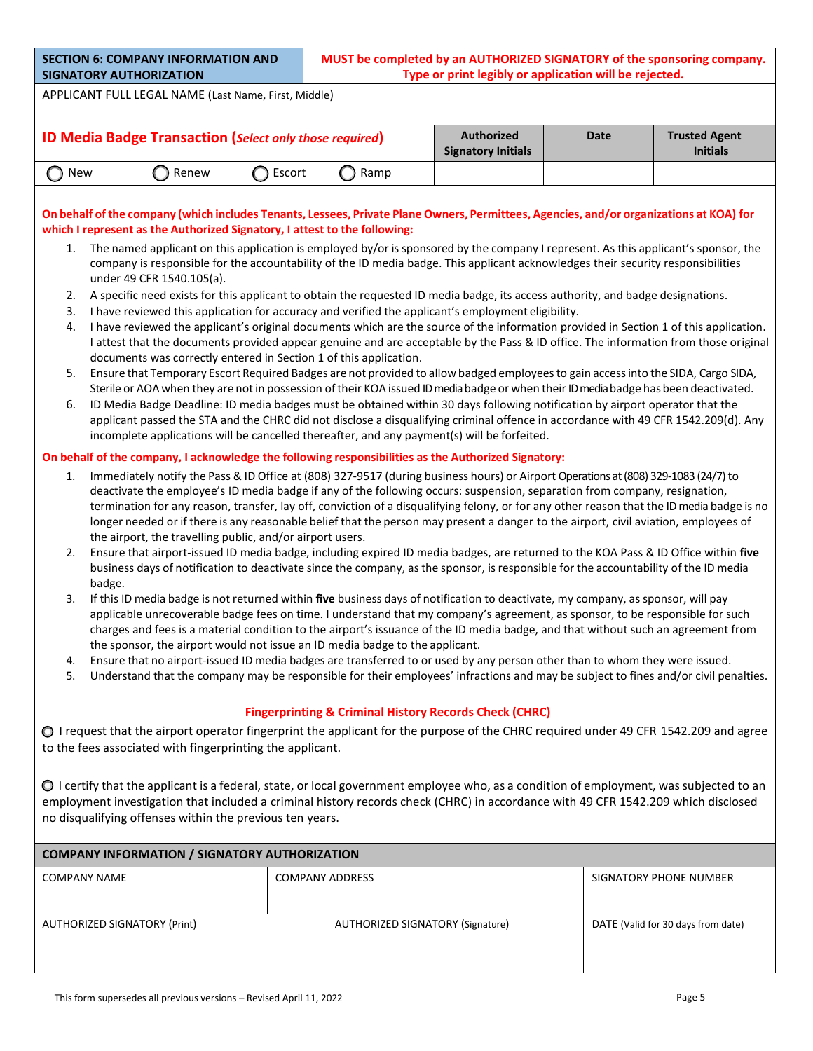| SECTION 6: COMPANY INFORMATION AND SIGNATORY AUTHORIZATION | MUST be completed by an AUTHORIZED SIGNATORY of the sponsoring company. Type or print legibly or application will be rejected. |
|---|---|

APPLICANT FULL LEGAL NAME (Last Name, First, Middle)

| ID Media Badge Transaction (*Select only those required*) | Authorized Signatory Initials | Date | Trusted Agent Initials |
|---|---|---|---|
| ◯ New ◯ Renew ◯ Escort ◯ Ramp | | | |

**On behalf of the company (which includes Tenants, Lessees, Private Plane Owners, Permittees, Agencies, and/or organizations at KOA) for which I represent as the Authorized Signatory, I attest to the following:**

1. The named applicant on this application is employed by/or is sponsored by the company I represent. As this applicant's sponsor, the company is responsible for the accountability of the ID media badge. This applicant acknowledges their security responsibilities under 49 CFR 1540.105(a).
2. A specific need exists for this applicant to obtain the requested ID media badge, its access authority, and badge designations.
3. I have reviewed this application for accuracy and verified the applicant's employment eligibility.
4. I have reviewed the applicant's original documents which are the source of the information provided in Section 1 of this application. I attest that the documents provided appear genuine and are acceptable by the Pass & ID office. The information from those original documents was correctly entered in Section 1 of this application.
5. Ensure that Temporary Escort Required Badges are not provided to allow badged employees to gain access into the SIDA, Cargo SIDA, Sterile or AOA when they are not in possession of their KOA issued ID media badge or when their ID media badge has been deactivated.
6. ID Media Badge Deadline: ID media badges must be obtained within 30 days following notification by airport operator that the applicant passed the STA and the CHRC did not disclose a disqualifying criminal offence in accordance with 49 CFR 1542.209(d). Any incomplete applications will be cancelled thereafter, and any payment(s) will be forfeited.

**On behalf of the company, I acknowledge the following responsibilities as the Authorized Signatory:**

1. Immediately notify the Pass & ID Office at (808) 327-9517 (during business hours) or Airport Operations at (808) 329-1083 (24/7) to deactivate the employee's ID media badge if any of the following occurs: suspension, separation from company, resignation, termination for any reason, transfer, lay off, conviction of a disqualifying felony, or for any other reason that the ID media badge is no longer needed or if there is any reasonable belief that the person may present a danger to the airport, civil aviation, employees of the airport, the travelling public, and/or airport users.
2. Ensure that airport-issued ID media badge, including expired ID media badges, are returned to the KOA Pass & ID Office within **five** business days of notification to deactivate since the company, as the sponsor, is responsible for the accountability of the ID media badge.
3. If this ID media badge is not returned within **five** business days of notification to deactivate, my company, as sponsor, will pay applicable unrecoverable badge fees on time. I understand that my company's agreement, as sponsor, to be responsible for such charges and fees is a material condition to the airport's issuance of the ID media badge, and that without such an agreement from the sponsor, the airport would not issue an ID media badge to the applicant.
4. Ensure that no airport-issued ID media badges are transferred to or used by any person other than to whom they were issued.
5. Understand that the company may be responsible for their employees' infractions and may be subject to fines and/or civil penalties.

**Fingerprinting & Criminal History Records Check (CHRC)**

◯ I request that the airport operator fingerprint the applicant for the purpose of the CHRC required under 49 CFR 1542.209 and agree to the fees associated with fingerprinting the applicant.

◯ I certify that the applicant is a federal, state, or local government employee who, as a condition of employment, was subjected to an employment investigation that included a criminal history records check (CHRC) in accordance with 49 CFR 1542.209 which disclosed no disqualifying offenses within the previous ten years.

| COMPANY INFORMATION / SIGNATORY AUTHORIZATION | | |
|---|---|---|
| COMPANY NAME | COMPANY ADDRESS | SIGNATORY PHONE NUMBER |
| AUTHORIZED SIGNATORY (Print) | AUTHORIZED SIGNATORY (Signature) | DATE (Valid for 30 days from date) |

This form supersedes all previous versions – Revised April 11, 2022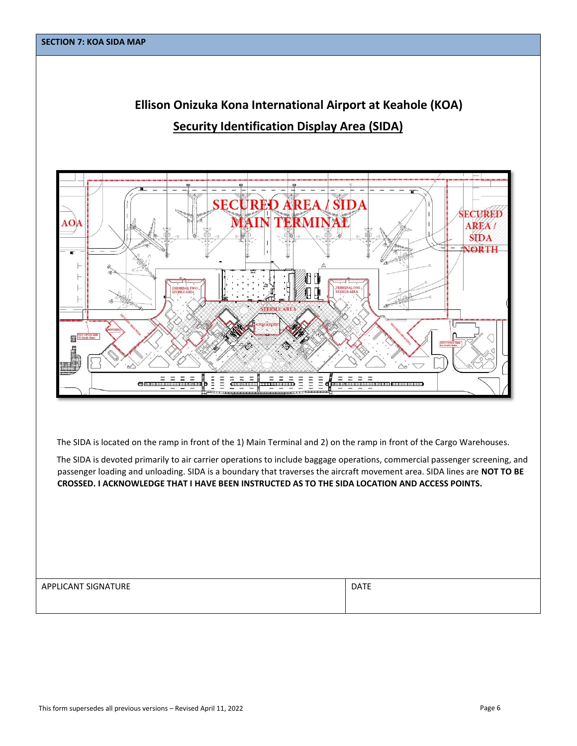**SECTION 7: KOA SIDA MAP**

## Ellison Onizuka Kona International Airport at Keahole (KOA)

## Security Identification Display Area (SIDA)

AOA

SECURED AREA / SIDA
MAIN TERMINAL

SECURED AREA / SIDA NORTH

TERMINAL TWO STERILE AREA

TERMINAL ONE STERILE AREA

STERILE AREA

CHECKPOINT

SECURED AREA/SIDA

The SIDA is located on the ramp in front of the 1) Main Terminal and 2) on the ramp in front of the Cargo Warehouses.

The SIDA is devoted primarily to air carrier operations to include baggage operations, commercial passenger screening, and passenger loading and unloading. SIDA is a boundary that traverses the aircraft movement area. SIDA lines are **NOT TO BE CROSSED. I ACKNOWLEDGE THAT I HAVE BEEN INSTRUCTED AS TO THE SIDA LOCATION AND ACCESS POINTS.**

| APPLICANT SIGNATURE | DATE |
| --- | --- |
| | |

This form supersedes all previous versions – Revised April 11, 2022